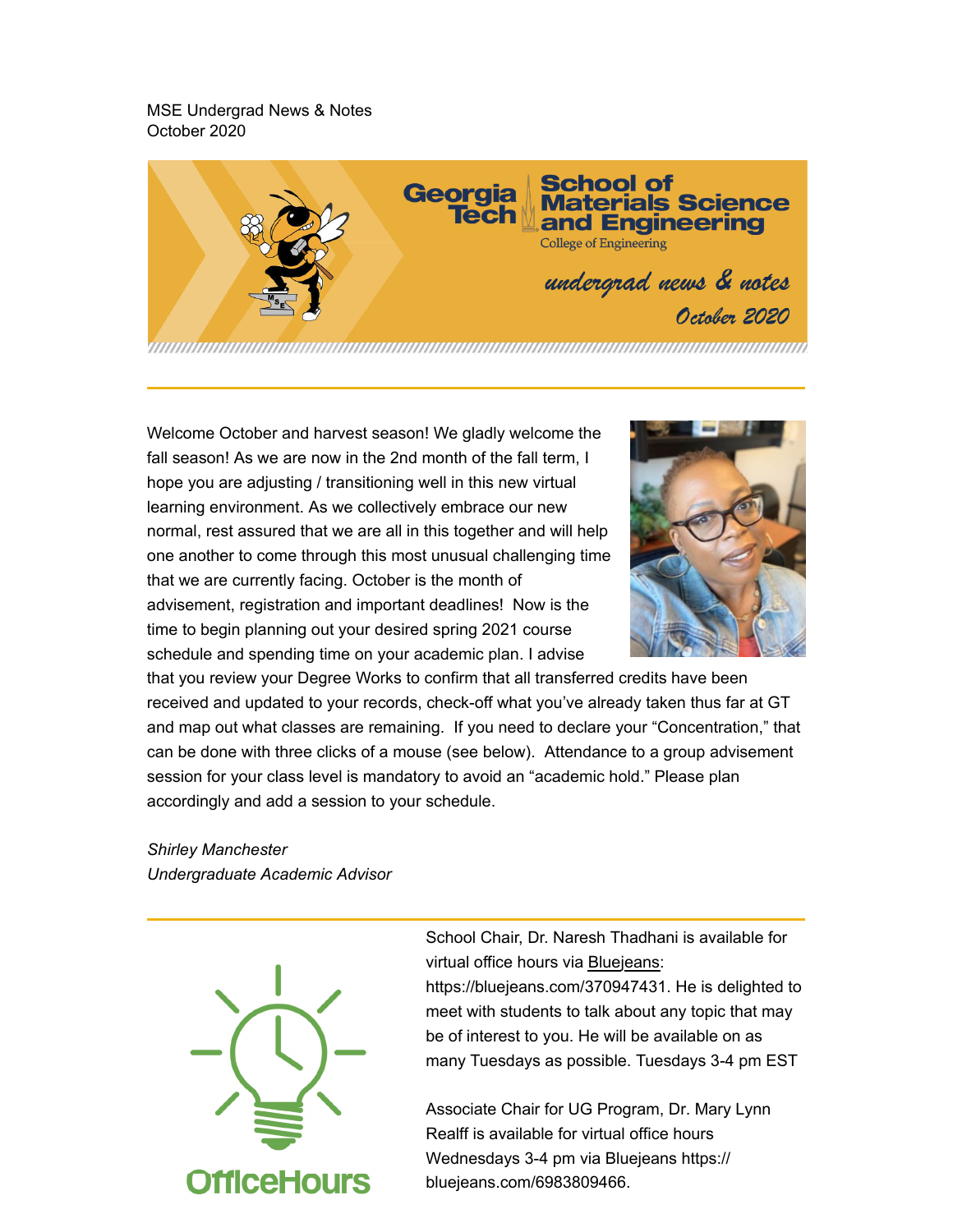MSE Undergrad News & Notes
October 2020

Georgia Tech | School of Materials Science and Engineering
College of Engineering

*undergrad news & notes*
*October 2020*

---

Welcome October and harvest season! We gladly welcome the fall season! As we are now in the 2nd month of the fall term, I hope you are adjusting / transitioning well in this new virtual learning environment. As we collectively embrace our new normal, rest assured that we are all in this together and will help one another to come through this most unusual challenging time that we are currently facing. October is the month of advisement, registration and important deadlines! Now is the time to begin planning out your desired spring 2021 course schedule and spending time on your academic plan. I advise that you review your Degree Works to confirm that all transferred credits have been received and updated to your records, check-off what you've already taken thus far at GT and map out what classes are remaining. If you need to declare your "Concentration," that can be done with three clicks of a mouse (see below). Attendance to a group advisement session for your class level is mandatory to avoid an "academic hold." Please plan accordingly and add a session to your schedule.

*Shirley Manchester*
*Undergraduate Academic Advisor*

---

OfficeHours

School Chair, Dr. Naresh Thadhani is available for virtual office hours via Bluejeans: https://bluejeans.com/370947431. He is delighted to meet with students to talk about any topic that may be of interest to you. He will be available on as many Tuesdays as possible. Tuesdays 3-4 pm EST

Associate Chair for UG Program, Dr. Mary Lynn Realff is available for virtual office hours Wednesdays 3-4 pm via Bluejeans https://bluejeans.com/6983809466.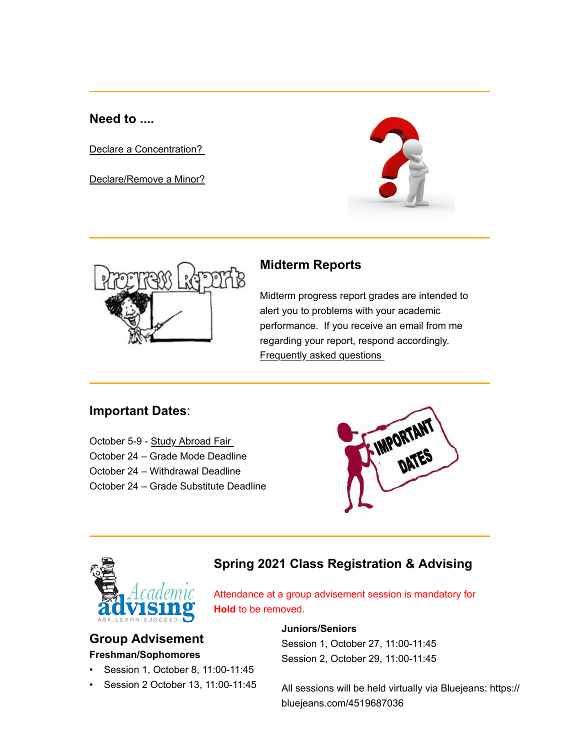## Need to ....

Declare a Concentration?

Declare/Remove a Minor?

## Midterm Reports

Midterm progress report grades are intended to alert you to problems with your academic performance. If you receive an email from me regarding your report, respond accordingly.
Frequently asked questions

## Important Dates:

October 5-9 - Study Abroad Fair
October 24 – Grade Mode Deadline
October 24 – Withdrawal Deadline
October 24 – Grade Substitute Deadline

## Spring 2021 Class Registration & Advising

Attendance at a group advisement session is mandatory for **Hold** to be removed.

## Group Advisement

**Freshman/Sophomores**

- Session 1, October 8, 11:00-11:45
- Session 2 October 13, 11:00-11:45

**Juniors/Seniors**

Session 1, October 27, 11:00-11:45
Session 2, October 29, 11:00-11:45

All sessions will be held virtually via Bluejeans: https://bluejeans.com/4519687036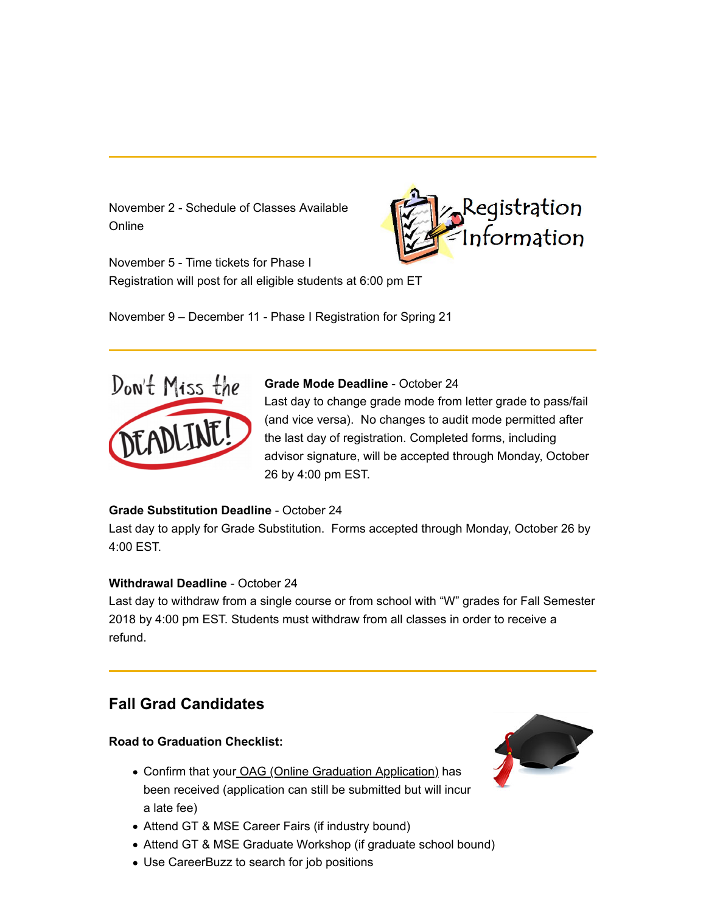November 2 - Schedule of Classes Available Online

November 5 - Time tickets for Phase I Registration will post for all eligible students at 6:00 pm ET

November 9 – December 11 - Phase I Registration for Spring 21

---

**Grade Mode Deadline** - October 24
Last day to change grade mode from letter grade to pass/fail (and vice versa). No changes to audit mode permitted after the last day of registration. Completed forms, including advisor signature, will be accepted through Monday, October 26 by 4:00 pm EST.

**Grade Substitution Deadline** - October 24
Last day to apply for Grade Substitution. Forms accepted through Monday, October 26 by 4:00 EST.

**Withdrawal Deadline** - October 24
Last day to withdraw from a single course or from school with "W" grades for Fall Semester 2018 by 4:00 pm EST. Students must withdraw from all classes in order to receive a refund.

---

## Fall Grad Candidates

**Road to Graduation Checklist:**

- Confirm that your OAG (Online Graduation Application) has been received (application can still be submitted but will incur a late fee)
- Attend GT & MSE Career Fairs (if industry bound)
- Attend GT & MSE Graduate Workshop (if graduate school bound)
- Use CareerBuzz to search for job positions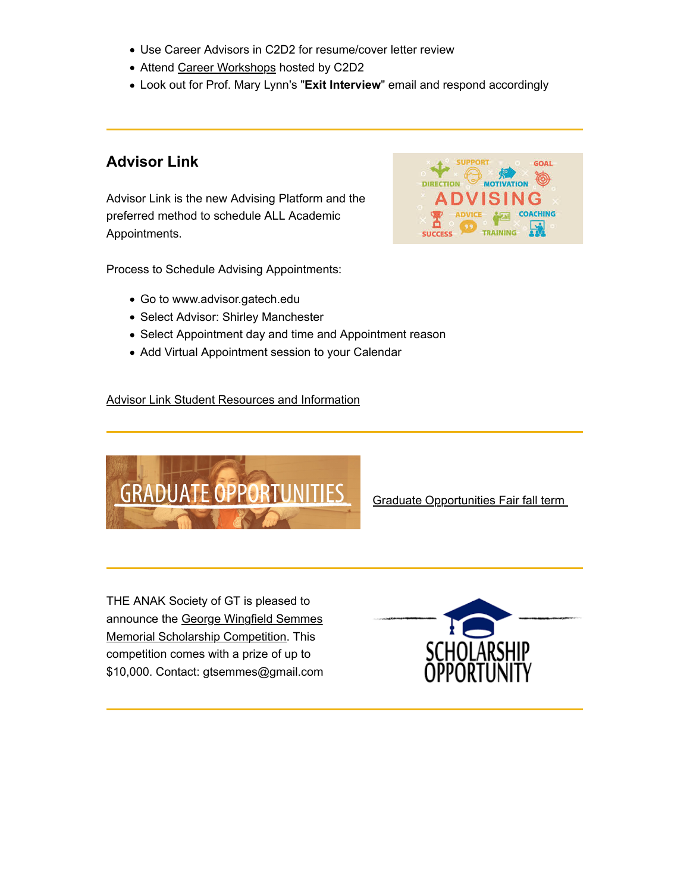- Use Career Advisors in C2D2 for resume/cover letter review
- Attend Career Workshops hosted by C2D2
- Look out for Prof. Mary Lynn's "**Exit Interview**" email and respond accordingly

---

## Advisor Link

Advisor Link is the new Advising Platform and the preferred method to schedule ALL Academic Appointments.

Process to Schedule Advising Appointments:

- Go to www.advisor.gatech.edu
- Select Advisor: Shirley Manchester
- Select Appointment day and time and Appointment reason
- Add Virtual Appointment session to your Calendar

Advisor Link Student Resources and Information

---

Graduate Opportunities Fair fall term

---

THE ANAK Society of GT is pleased to announce the George Wingfield Semmes Memorial Scholarship Competition. This competition comes with a prize of up to $10,000. Contact: gtsemmes@gmail.com

---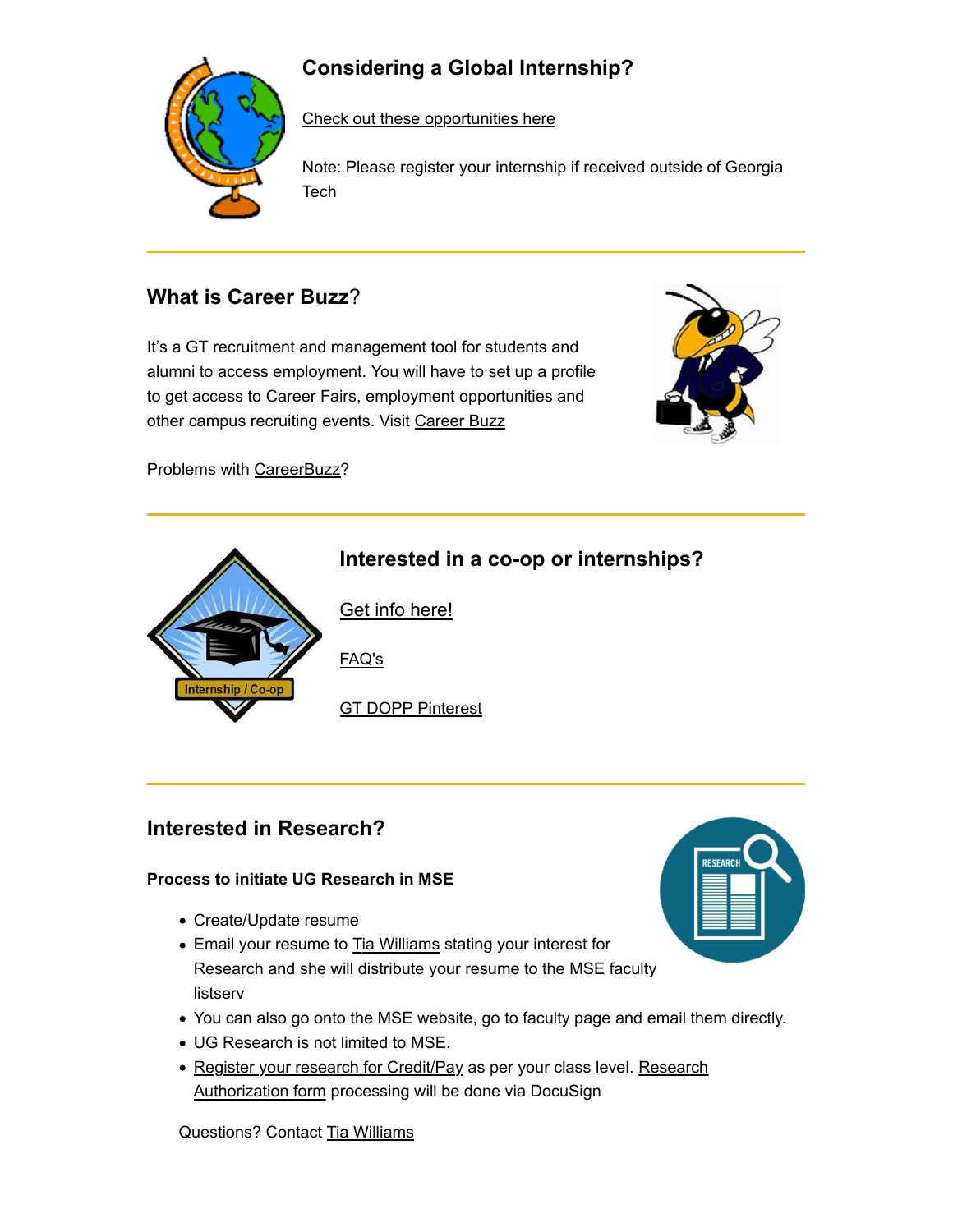## Considering a Global Internship?

Check out these opportunities here

Note: Please register your internship if received outside of Georgia Tech

---

## What is Career Buzz?

It's a GT recruitment and management tool for students and alumni to access employment. You will have to set up a profile to get access to Career Fairs, employment opportunities and other campus recruiting events. Visit Career Buzz

Problems with CareerBuzz?

---

## Interested in a co-op or internships?

Get info here!

FAQ's

GT DOPP Pinterest

---

## Interested in Research?

**Process to initiate UG Research in MSE**

- Create/Update resume
- Email your resume to Tia Williams stating your interest for Research and she will distribute your resume to the MSE faculty listserv
- You can also go onto the MSE website, go to faculty page and email them directly.
- UG Research is not limited to MSE.
- Register your research for Credit/Pay as per your class level. Research Authorization form processing will be done via DocuSign

Questions? Contact Tia Williams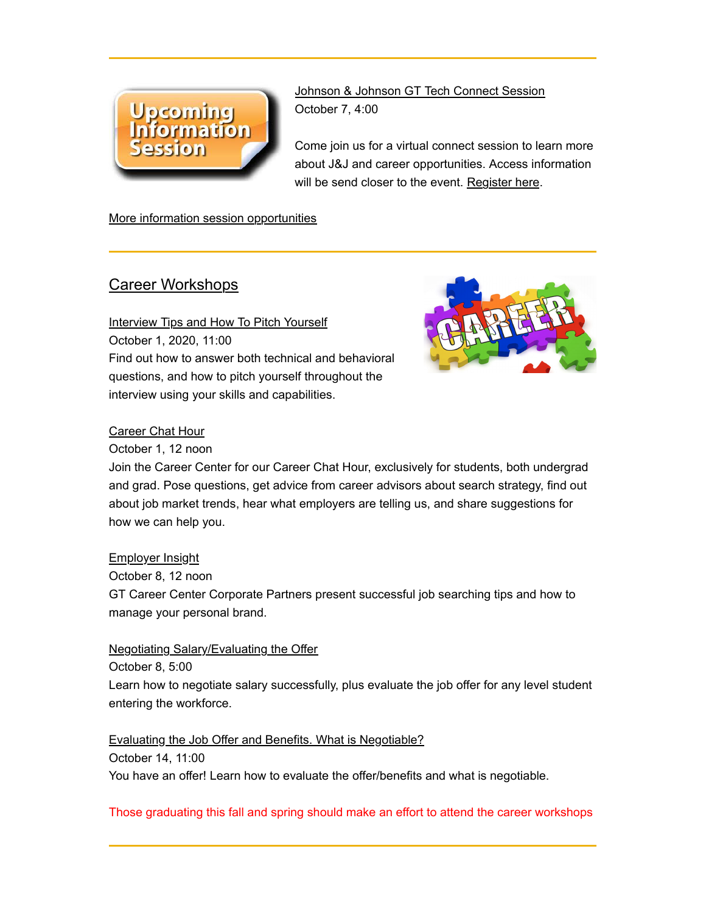---

Johnson & Johnson GT Tech Connect Session
October 7, 4:00

Come join us for a virtual connect session to learn more about J&J and career opportunities. Access information will be send closer to the event. Register here.

More information session opportunities

---

## Career Workshops

Interview Tips and How To Pitch Yourself
October 1, 2020, 11:00
Find out how to answer both technical and behavioral questions, and how to pitch yourself throughout the interview using your skills and capabilities.

Career Chat Hour
October 1, 12 noon
Join the Career Center for our Career Chat Hour, exclusively for students, both undergrad and grad. Pose questions, get advice from career advisors about search strategy, find out about job market trends, hear what employers are telling us, and share suggestions for how we can help you.

Employer Insight
October 8, 12 noon
GT Career Center Corporate Partners present successful job searching tips and how to manage your personal brand.

Negotiating Salary/Evaluating the Offer
October 8, 5:00
Learn how to negotiate salary successfully, plus evaluate the job offer for any level student entering the workforce.

Evaluating the Job Offer and Benefits. What is Negotiable?
October 14, 11:00
You have an offer! Learn how to evaluate the offer/benefits and what is negotiable.

Those graduating this fall and spring should make an effort to attend the career workshops

---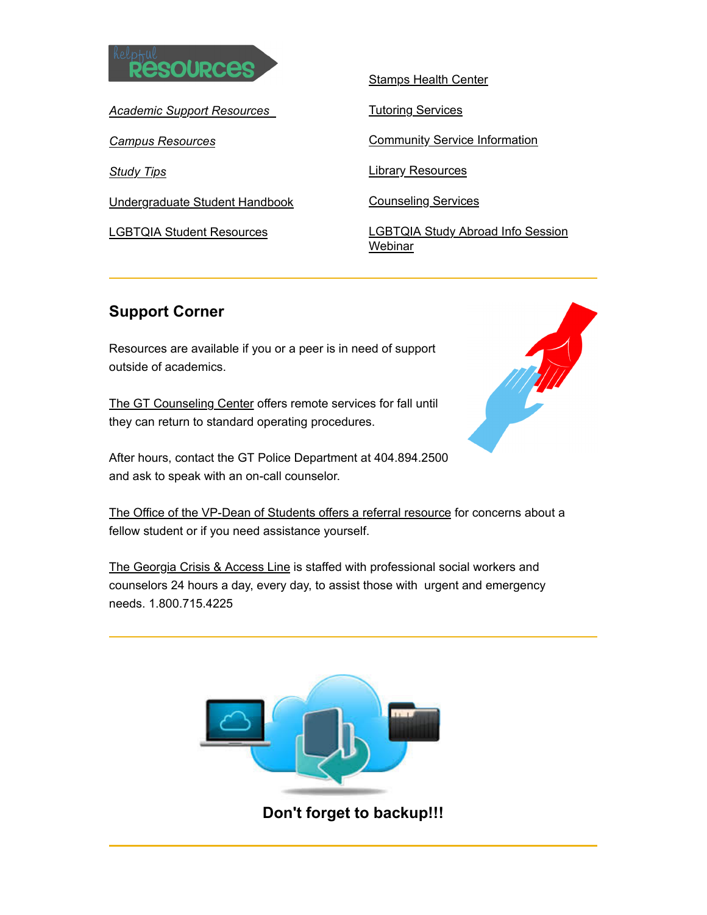## Helpful Resources

*Academic Support Resources*

*Campus Resources*

*Study Tips*

Undergraduate Student Handbook

LGBTQIA Student Resources

Stamps Health Center

Tutoring Services

Community Service Information

Library Resources

Counseling Services

LGBTQIA Study Abroad Info Session Webinar

---

## Support Corner

Resources are available if you or a peer is in need of support outside of academics.

The GT Counseling Center offers remote services for fall until they can return to standard operating procedures.

After hours, contact the GT Police Department at 404.894.2500 and ask to speak with an on-call counselor.

The Office of the VP-Dean of Students offers a referral resource for concerns about a fellow student or if you need assistance yourself.

The Georgia Crisis & Access Line is staffed with professional social workers and counselors 24 hours a day, every day, to assist those with urgent and emergency needs. 1.800.715.4225

---

**Don't forget to backup!!!**

---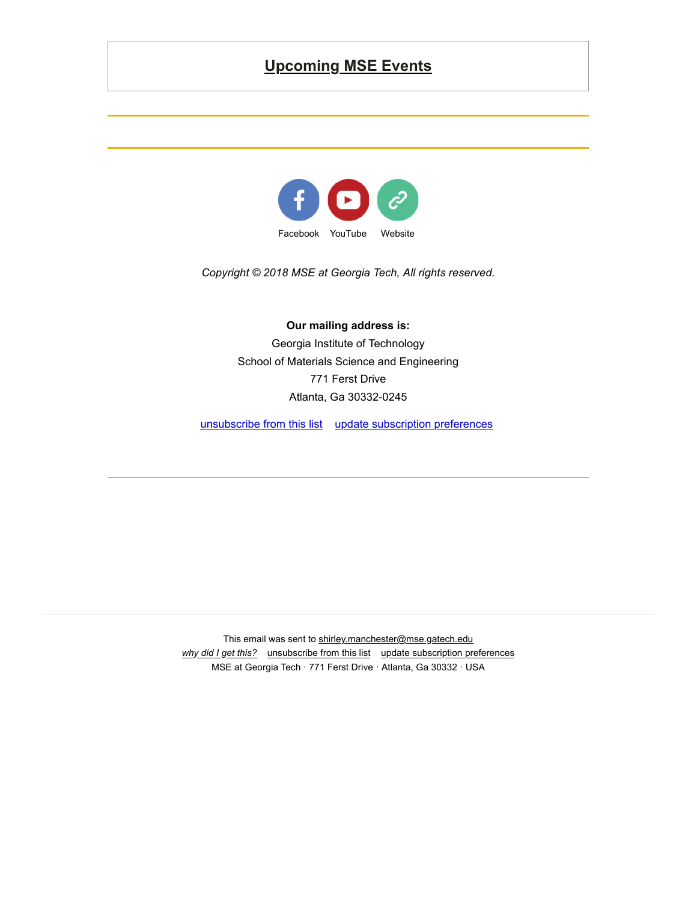## Upcoming MSE Events

Facebook YouTube Website

*Copyright © 2018 MSE at Georgia Tech, All rights reserved.*

**Our mailing address is:**
Georgia Institute of Technology
School of Materials Science and Engineering
771 Ferst Drive
Atlanta, Ga 30332-0245

unsubscribe from this list    update subscription preferences

This email was sent to shirley.manchester@mse.gatech.edu
*why did I get this?*    unsubscribe from this list    update subscription preferences
MSE at Georgia Tech · 771 Ferst Drive · Atlanta, Ga 30332 · USA